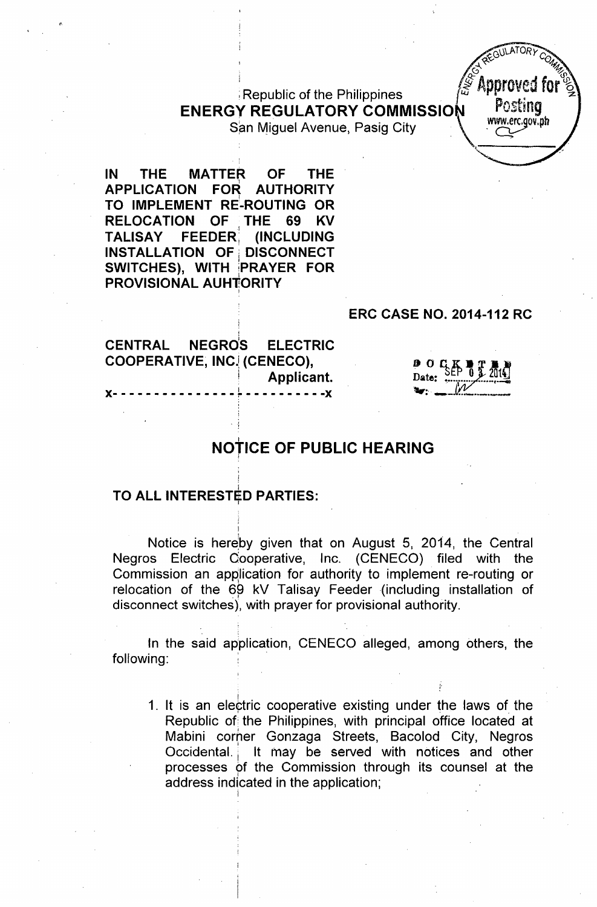Republic of the Philippines
**ENERGY REGULATORY COMMISSION**
San Miguel Avenue, Pasig City

**IN THE MATTER OF THE APPLICATION FOR AUTHORITY TO IMPLEMENT RE-ROUTING OR RELOCATION OF THE 69 KV TALISAY FEEDER (INCLUDING INSTALLATION OF DISCONNECT SWITCHES), WITH PRAYER FOR PROVISIONAL AUHTORITY**

**ERC CASE NO. 2014-112 RC**

**CENTRAL NEGROS ELECTRIC COOPERATIVE, INC. (CENECO),**
**Applicant.**
**x- - - - - - - - - - - - - - - - - - - - - - - - -x**

DOCKETED
Date: SEP 03 2014

# NOTICE OF PUBLIC HEARING

**TO ALL INTERESTED PARTIES:**

Notice is hereby given that on August 5, 2014, the Central Negros Electric Cooperative, Inc. (CENECO) filed with the Commission an application for authority to implement re-routing or relocation of the 69 kV Talisay Feeder (including installation of disconnect switches), with prayer for provisional authority.

In the said application, CENECO alleged, among others, the following:

1. It is an electric cooperative existing under the laws of the Republic of the Philippines, with principal office located at Mabini corner Gonzaga Streets, Bacolod City, Negros Occidental. It may be served with notices and other processes of the Commission through its counsel at the address indicated in the application;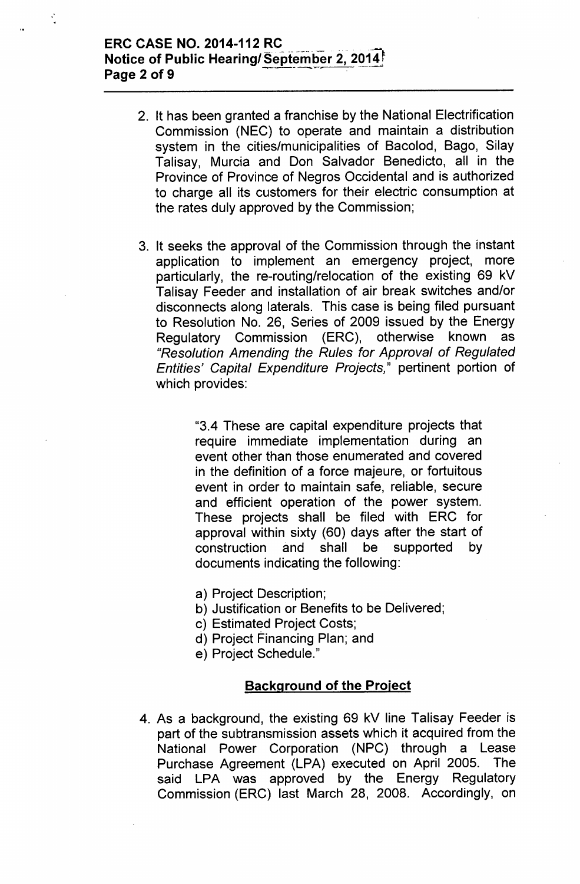2. It has been granted a franchise by the National Electrification Commission (NEC) to operate and maintain a distribution system in the cities/municipalities of Bacolod, Bago, Silay Talisay, Murcia and Don Salvador Benedicto, all in the Province of Province of Negros Occidental and is authorized to charge all its customers for their electric consumption at the rates duly approved by the Commission;

3. It seeks the approval of the Commission through the instant application to implement an emergency project, more particularly, the re-routing/relocation of the existing 69 kV Talisay Feeder and installation of air break switches and/or disconnects along laterals. This case is being filed pursuant to Resolution No. 26, Series of 2009 issued by the Energy Regulatory Commission (ERC), otherwise known as *"Resolution Amending the Rules for Approval of Regulated Entities' Capital Expenditure Projects,"* pertinent portion of which provides:

   > "3.4 These are capital expenditure projects that require immediate implementation during an event other than those enumerated and covered in the definition of a force majeure, or fortuitous event in order to maintain safe, reliable, secure and efficient operation of the power system. These projects shall be filed with ERC for approval within sixty (60) days after the start of construction and shall be supported by documents indicating the following:
   >
   > a) Project Description;
   > b) Justification or Benefits to be Delivered;
   > c) Estimated Project Costs;
   > d) Project Financing Plan; and
   > e) Project Schedule."

**Background of the Project**

4. As a background, the existing 69 kV line Talisay Feeder is part of the subtransmission assets which it acquired from the National Power Corporation (NPC) through a Lease Purchase Agreement (LPA) executed on April 2005. The said LPA was approved by the Energy Regulatory Commission (ERC) last March 28, 2008. Accordingly, on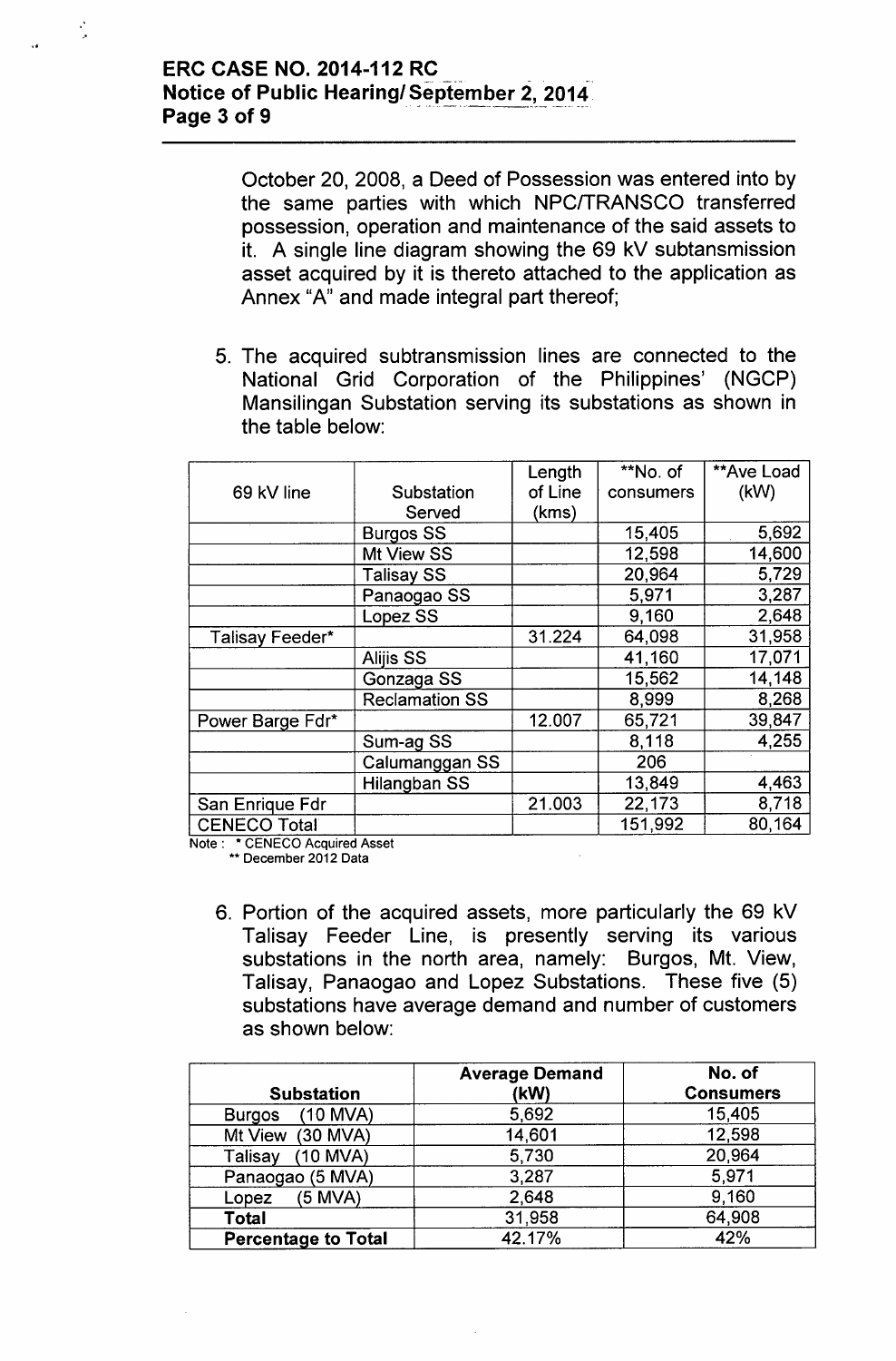October 20, 2008, a Deed of Possession was entered into by the same parties with which NPC/TRANSCO transferred possession, operation and maintenance of the said assets to it. A single line diagram showing the 69 kV subtansmission asset acquired by it is thereto attached to the application as Annex "A" and made integral part thereof;

5. The acquired subtransmission lines are connected to the National Grid Corporation of the Philippines' (NGCP) Mansilingan Substation serving its substations as shown in the table below:

| 69 kV line | Substation Served | Length of Line (kms) | **No. of consumers | **Ave Load (kW) |
|---|---|---|---|---|
| | Burgos SS | | 15,405 | 5,692 |
| | Mt View SS | | 12,598 | 14,600 |
| | Talisay SS | | 20,964 | 5,729 |
| | Panaogao SS | | 5,971 | 3,287 |
| | Lopez SS | | 9,160 | 2,648 |
| Talisay Feeder* | | 31.224 | 64,098 | 31,958 |
| | Alijis SS | | 41,160 | 17,071 |
| | Gonzaga SS | | 15,562 | 14,148 |
| | Reclamation SS | | 8,999 | 8,268 |
| Power Barge Fdr* | | 12.007 | 65,721 | 39,847 |
| | Sum-ag SS | | 8,118 | 4,255 |
| | Calumanggan SS | | 206 | |
| | Hilangban SS | | 13,849 | 4,463 |
| San Enrique Fdr | | 21.003 | 22,173 | 8,718 |
| CENECO Total | | | 151,992 | 80,164 |

Note : * CENECO Acquired Asset
** December 2012 Data

6. Portion of the acquired assets, more particularly the 69 kV Talisay Feeder Line, is presently serving its various substations in the north area, namely: Burgos, Mt. View, Talisay, Panaogao and Lopez Substations. These five (5) substations have average demand and number of customers as shown below:

| Substation | Average Demand (kW) | No. of Consumers |
|---|---|---|
| Burgos (10 MVA) | 5,692 | 15,405 |
| Mt View (30 MVA) | 14,601 | 12,598 |
| Talisay (10 MVA) | 5,730 | 20,964 |
| Panaogao (5 MVA) | 3,287 | 5,971 |
| Lopez (5 MVA) | 2,648 | 9,160 |
| **Total** | 31,958 | 64,908 |
| **Percentage to Total** | 42.17% | 42% |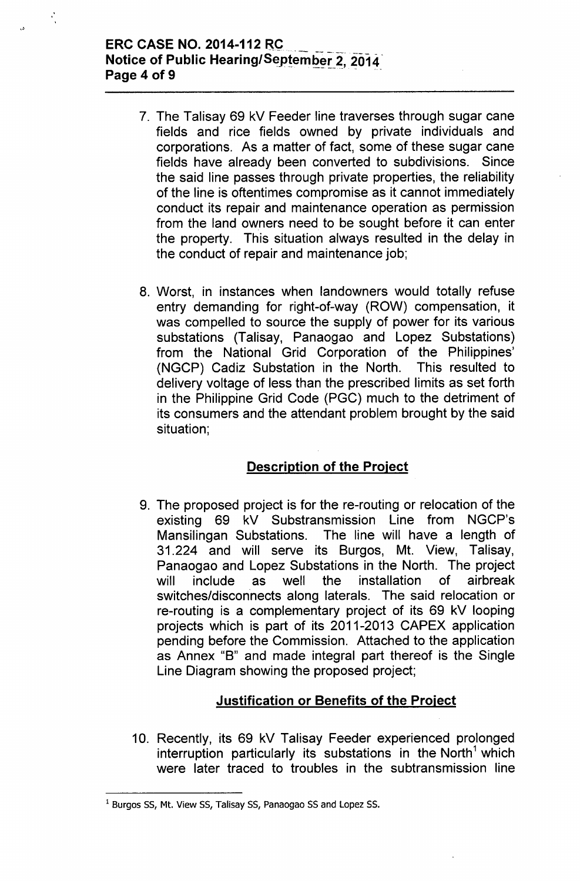7. The Talisay 69 kV Feeder line traverses through sugar cane fields and rice fields owned by private individuals and corporations. As a matter of fact, some of these sugar cane fields have already been converted to subdivisions. Since the said line passes through private properties, the reliability of the line is oftentimes compromise as it cannot immediately conduct its repair and maintenance operation as permission from the land owners need to be sought before it can enter the property. This situation always resulted in the delay in the conduct of repair and maintenance job;

8. Worst, in instances when landowners would totally refuse entry demanding for right-of-way (ROW) compensation, it was compelled to source the supply of power for its various substations (Talisay, Panaogao and Lopez Substations) from the National Grid Corporation of the Philippines' (NGCP) Cadiz Substation in the North. This resulted to delivery voltage of less than the prescribed limits as set forth in the Philippine Grid Code (PGC) much to the detriment of its consumers and the attendant problem brought by the said situation;

## Description of the Project

9. The proposed project is for the re-routing or relocation of the existing 69 kV Substransmission Line from NGCP's Mansilingan Substations. The line will have a length of 31.224 and will serve its Burgos, Mt. View, Talisay, Panaogao and Lopez Substations in the North. The project will include as well the installation of airbreak switches/disconnects along laterals. The said relocation or re-routing is a complementary project of its 69 kV looping projects which is part of its 2011-2013 CAPEX application pending before the Commission. Attached to the application as Annex "B" and made integral part thereof is the Single Line Diagram showing the proposed project;

## Justification or Benefits of the Project

10. Recently, its 69 kV Talisay Feeder experienced prolonged interruption particularly its substations in the North[1] which were later traced to troubles in the subtransmission line

---

[1] Burgos SS, Mt. View SS, Talisay SS, Panaogao SS and Lopez SS.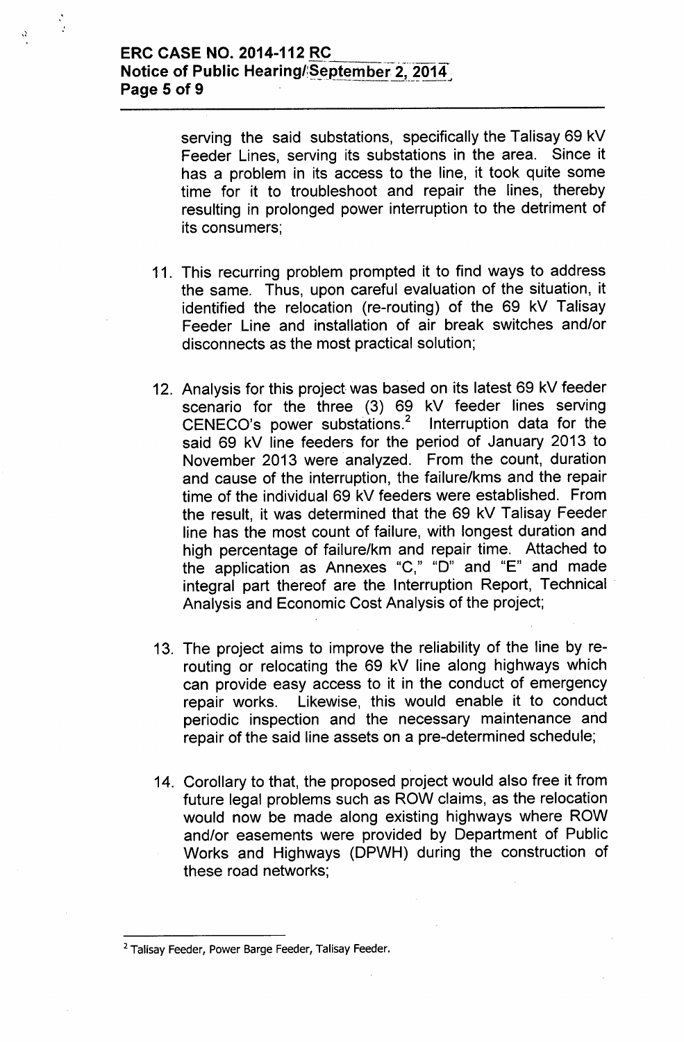serving the said substations, specifically the Talisay 69 kV Feeder Lines, serving its substations in the area. Since it has a problem in its access to the line, it took quite some time for it to troubleshoot and repair the lines, thereby resulting in prolonged power interruption to the detriment of its consumers;

11. This recurring problem prompted it to find ways to address the same. Thus, upon careful evaluation of the situation, it identified the relocation (re-routing) of the 69 kV Talisay Feeder Line and installation of air break switches and/or disconnects as the most practical solution;

12. Analysis for this project was based on its latest 69 kV feeder scenario for the three (3) 69 kV feeder lines serving CENECO's power substations.[2] Interruption data for the said 69 kV line feeders for the period of January 2013 to November 2013 were analyzed. From the count, duration and cause of the interruption, the failure/kms and the repair time of the individual 69 kV feeders were established. From the result, it was determined that the 69 kV Talisay Feeder line has the most count of failure, with longest duration and high percentage of failure/km and repair time. Attached to the application as Annexes "C," "D" and "E" and made integral part thereof are the Interruption Report, Technical Analysis and Economic Cost Analysis of the project;

13. The project aims to improve the reliability of the line by re-routing or relocating the 69 kV line along highways which can provide easy access to it in the conduct of emergency repair works. Likewise, this would enable it to conduct periodic inspection and the necessary maintenance and repair of the said line assets on a pre-determined schedule;

14. Corollary to that, the proposed project would also free it from future legal problems such as ROW claims, as the relocation would now be made along existing highways where ROW and/or easements were provided by Department of Public Works and Highways (DPWH) during the construction of these road networks;

---

[2] Talisay Feeder, Power Barge Feeder, Talisay Feeder.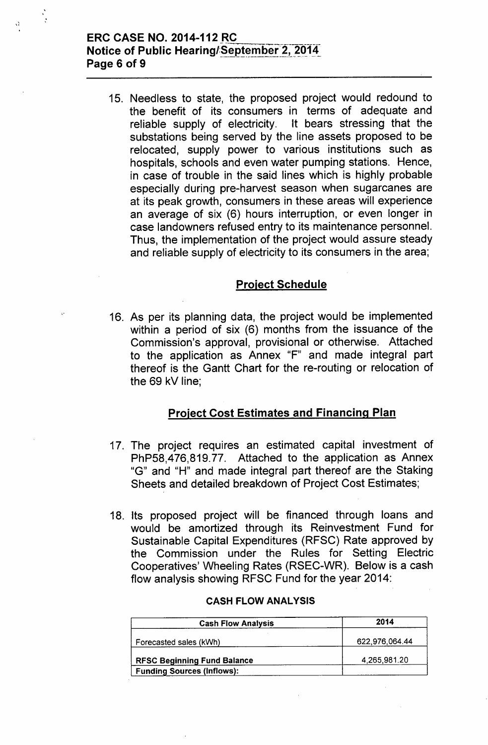15. Needless to state, the proposed project would redound to the benefit of its consumers in terms of adequate and reliable supply of electricity. It bears stressing that the substations being served by the line assets proposed to be relocated, supply power to various institutions such as hospitals, schools and even water pumping stations. Hence, in case of trouble in the said lines which is highly probable especially during pre-harvest season when sugarcanes are at its peak growth, consumers in these areas will experience an average of six (6) hours interruption, or even longer in case landowners refused entry to its maintenance personnel. Thus, the implementation of the project would assure steady and reliable supply of electricity to its consumers in the area;

## Project Schedule

16. As per its planning data, the project would be implemented within a period of six (6) months from the issuance of the Commission's approval, provisional or otherwise. Attached to the application as Annex "F" and made integral part thereof is the Gantt Chart for the re-routing or relocation of the 69 kV line;

## Project Cost Estimates and Financing Plan

17. The project requires an estimated capital investment of PhP58,476,819.77. Attached to the application as Annex "G" and "H" and made integral part thereof are the Staking Sheets and detailed breakdown of Project Cost Estimates;

18. Its proposed project will be financed through loans and would be amortized through its Reinvestment Fund for Sustainable Capital Expenditures (RFSC) Rate approved by the Commission under the Rules for Setting Electric Cooperatives' Wheeling Rates (RSEC-WR). Below is a cash flow analysis showing RFSC Fund for the year 2014:

**CASH FLOW ANALYSIS**

| Cash Flow Analysis | 2014 |
|---|---|
| Forecasted sales (kWh) | 622,976,064.44 |
| **RFSC Beginning Fund Balance** | 4,265,981.20 |
| **Funding Sources (Inflows):** | |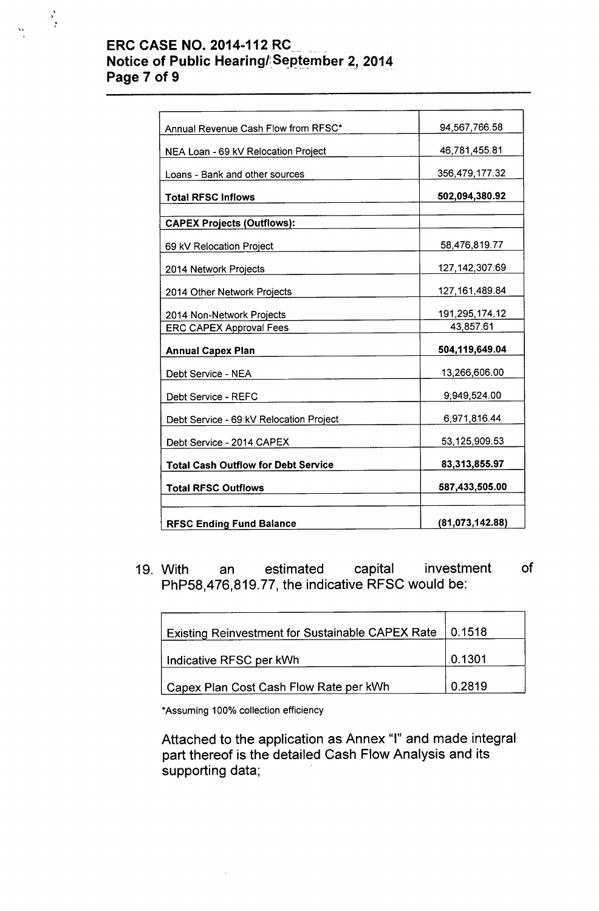| | |
|---|---|
| Annual Revenue Cash Flow from RFSC* | 94,567,766.58 |
| NEA Loan - 69 kV Relocation Project | 46,781,455.81 |
| Loans - Bank and other sources | 356,479,177.32 |
| **Total RFSC Inflows** | **502,094,380.92** |
| | |
| **CAPEX Projects (Outflows):** | |
| 69 kV Relocation Project | 58,476,819.77 |
| 2014 Network Projects | 127,142,307.69 |
| 2014 Other Network Projects | 127,161,489.84 |
| 2014 Non-Network Projects | 191,295,174.12 |
| ERC CAPEX Approval Fees | 43,857.61 |
| **Annual Capex Plan** | **504,119,649.04** |
| Debt Service - NEA | 13,266,606.00 |
| Debt Service - REFC | 9,949,524.00 |
| Debt Service - 69 kV Relocation Project | 6,971,816.44 |
| Debt Service - 2014 CAPEX | 53,125,909.53 |
| **Total Cash Outflow for Debt Service** | **83,313,855.97** |
| **Total RFSC Outflows** | **587,433,505.00** |
| | |
| **RFSC Ending Fund Balance** | **(81,073,142.88)** |

19. With an estimated capital investment of PhP58,476,819.77, the indicative RFSC would be:

| | |
|---|---|
| Existing Reinvestment for Sustainable CAPEX Rate | 0.1518 |
| Indicative RFSC per kWh | 0.1301 |
| Capex Plan Cost Cash Flow Rate per kWh | 0.2819 |

*Assuming 100% collection efficiency

Attached to the application as Annex "I" and made integral part thereof is the detailed Cash Flow Analysis and its supporting data;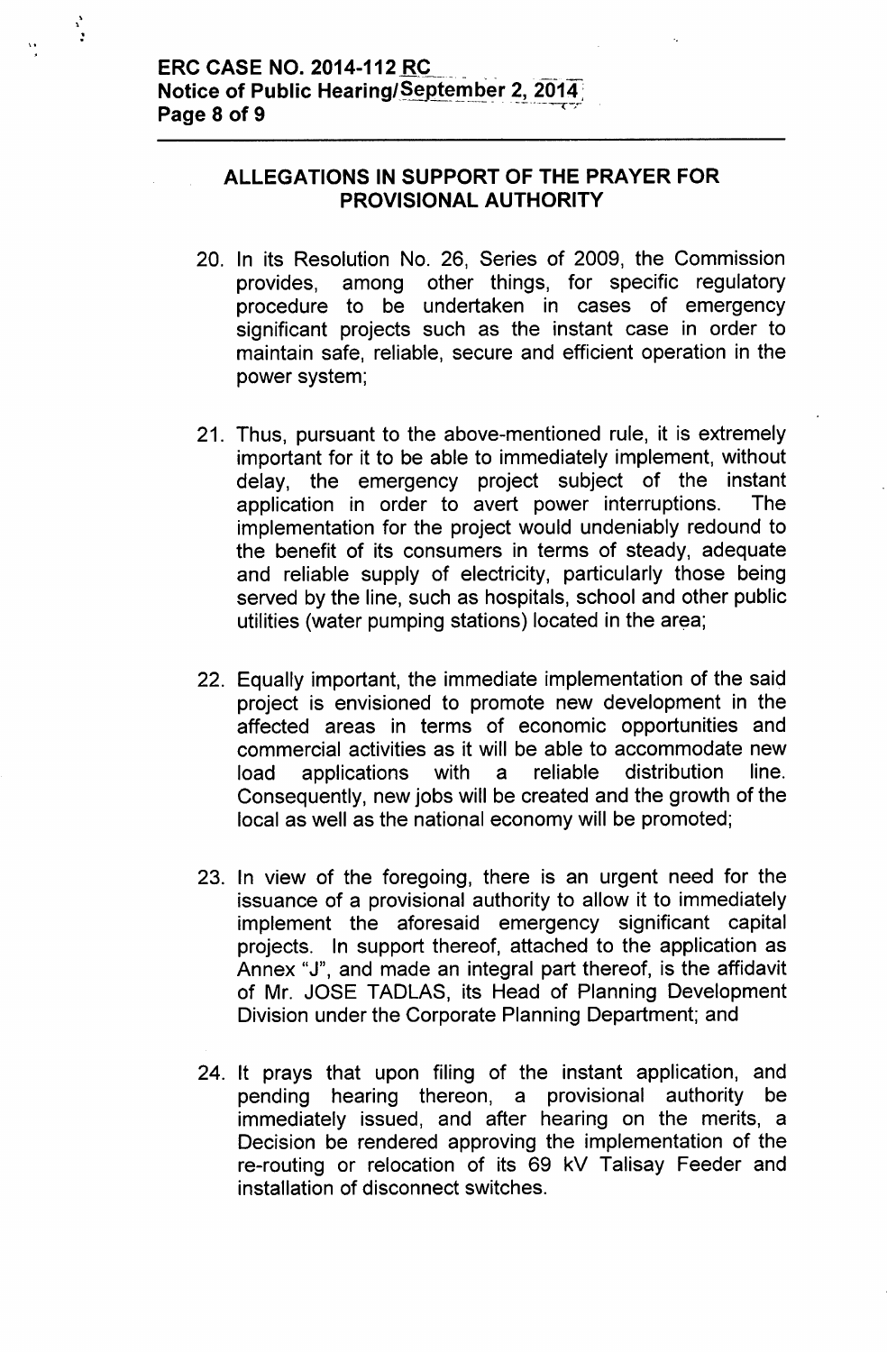## ALLEGATIONS IN SUPPORT OF THE PRAYER FOR PROVISIONAL AUTHORITY

20. In its Resolution No. 26, Series of 2009, the Commission provides, among other things, for specific regulatory procedure to be undertaken in cases of emergency significant projects such as the instant case in order to maintain safe, reliable, secure and efficient operation in the power system;

21. Thus, pursuant to the above-mentioned rule, it is extremely important for it to be able to immediately implement, without delay, the emergency project subject of the instant application in order to avert power interruptions. The implementation for the project would undeniably redound to the benefit of its consumers in terms of steady, adequate and reliable supply of electricity, particularly those being served by the line, such as hospitals, school and other public utilities (water pumping stations) located in the area;

22. Equally important, the immediate implementation of the said project is envisioned to promote new development in the affected areas in terms of economic opportunities and commercial activities as it will be able to accommodate new load applications with a reliable distribution line. Consequently, new jobs will be created and the growth of the local as well as the national economy will be promoted;

23. In view of the foregoing, there is an urgent need for the issuance of a provisional authority to allow it to immediately implement the aforesaid emergency significant capital projects. In support thereof, attached to the application as Annex "J", and made an integral part thereof, is the affidavit of Mr. JOSE TADLAS, its Head of Planning Development Division under the Corporate Planning Department; and

24. It prays that upon filing of the instant application, and pending hearing thereon, a provisional authority be immediately issued, and after hearing on the merits, a Decision be rendered approving the implementation of the re-routing or relocation of its 69 kV Talisay Feeder and installation of disconnect switches.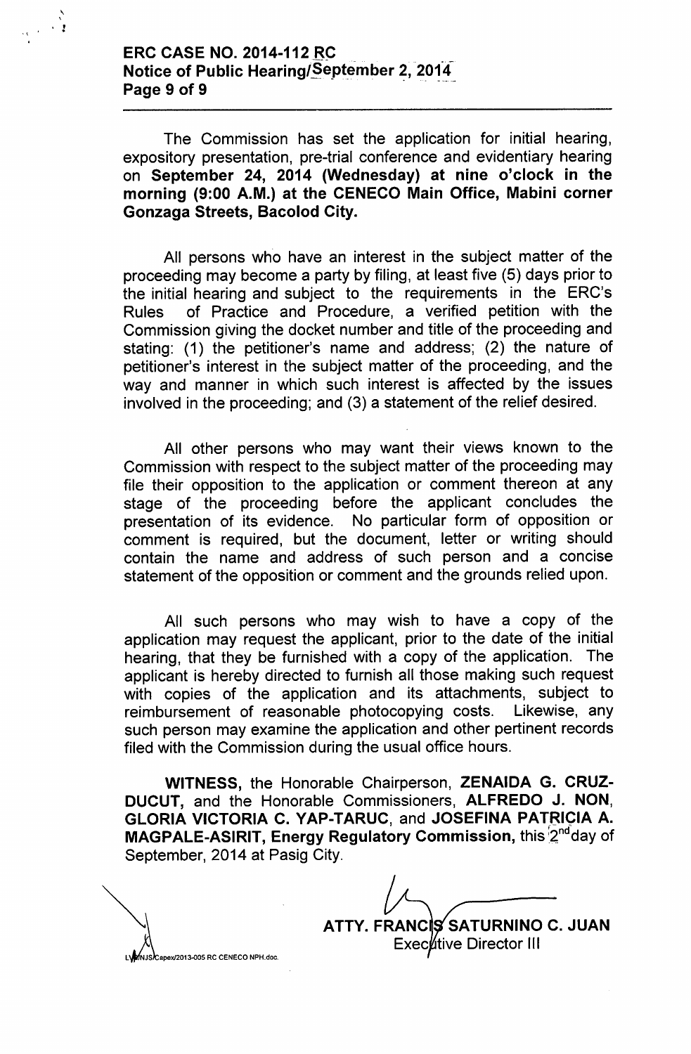The Commission has set the application for initial hearing, expository presentation, pre-trial conference and evidentiary hearing on **September 24, 2014 (Wednesday) at nine o'clock in the morning (9:00 A.M.) at the CENECO Main Office, Mabini corner Gonzaga Streets, Bacolod City.**

All persons who have an interest in the subject matter of the proceeding may become a party by filing, at least five (5) days prior to the initial hearing and subject to the requirements in the ERC's Rules of Practice and Procedure, a verified petition with the Commission giving the docket number and title of the proceeding and stating: (1) the petitioner's name and address; (2) the nature of petitioner's interest in the subject matter of the proceeding, and the way and manner in which such interest is affected by the issues involved in the proceeding; and (3) a statement of the relief desired.

All other persons who may want their views known to the Commission with respect to the subject matter of the proceeding may file their opposition to the application or comment thereon at any stage of the proceeding before the applicant concludes the presentation of its evidence. No particular form of opposition or comment is required, but the document, letter or writing should contain the name and address of such person and a concise statement of the opposition or comment and the grounds relied upon.

All such persons who may wish to have a copy of the application may request the applicant, prior to the date of the initial hearing, that they be furnished with a copy of the application. The applicant is hereby directed to furnish all those making such request with copies of the application and its attachments, subject to reimbursement of reasonable photocopying costs. Likewise, any such person may examine the application and other pertinent records filed with the Commission during the usual office hours.

**WITNESS,** the Honorable Chairperson, **ZENAIDA G. CRUZ-DUCUT,** and the Honorable Commissioners, **ALFREDO J. NON, GLORIA VICTORIA C. YAP-TARUC,** and **JOSEFINA PATRICIA A. MAGPALE-ASIRIT, Energy Regulatory Commission,** this 2nd day of September, 2014 at Pasig City.

**ATTY. FRANCIS SATURNINO C. JUAN**
Executive Director III

LV/NJS/Capex/2013-005 RC CENECO NPH.doc